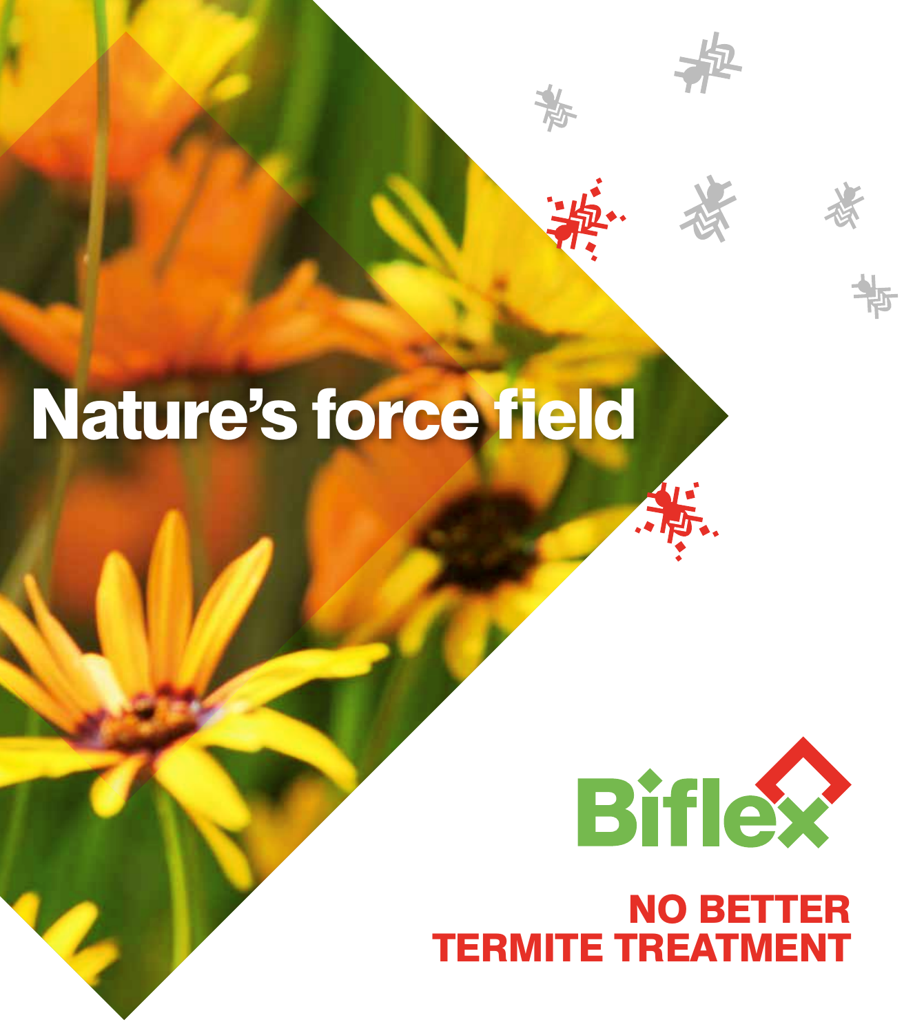# Nature's force field

Biflex

**NO BETTER TERMITE TREATMENT**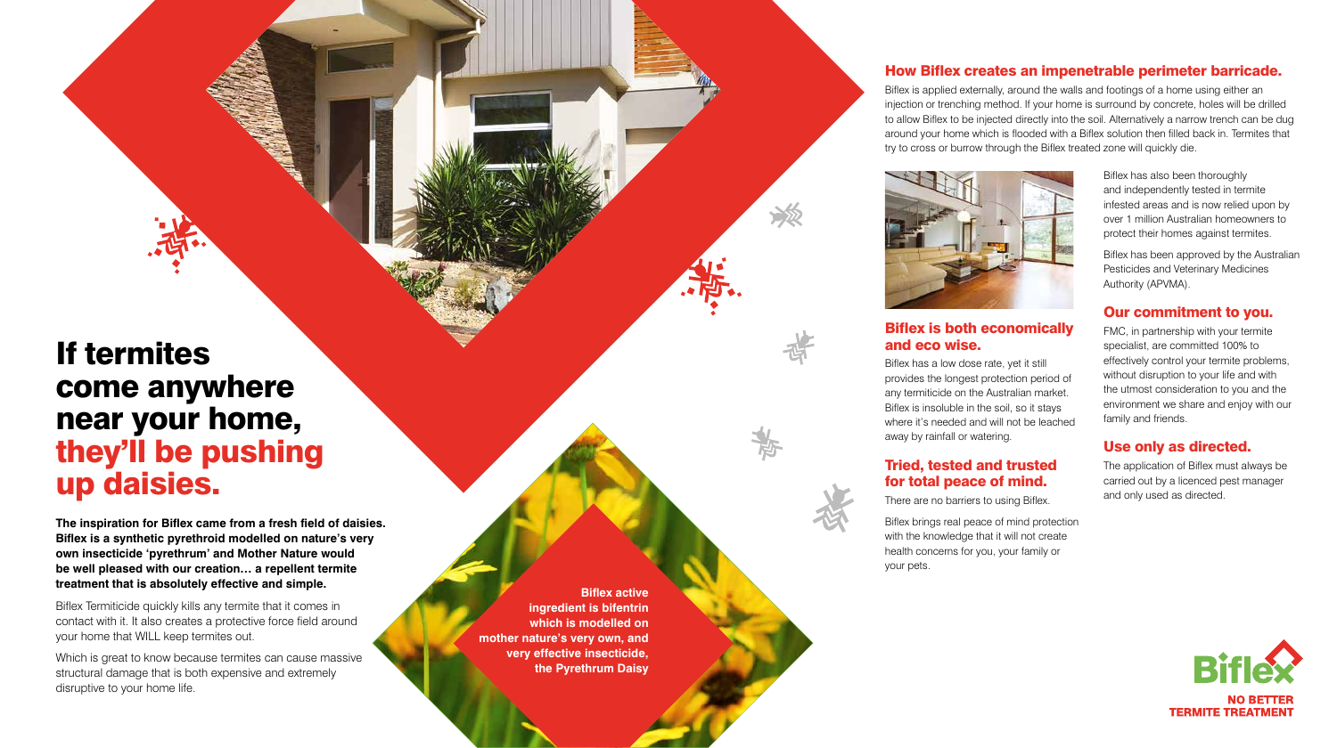# If termites come anywhere near your home, they'll be pushing up daisies.

**The inspiration for Biflex came from a fresh field of daisies. Biflex is a synthetic pyrethroid modelled on nature's very own insecticide 'pyrethrum' and Mother Nature would be well pleased with our creation… a repellent termite treatment that is absolutely effective and simple.**

Biflex Termiticide quickly kills any termite that it comes in contact with it. It also creates a protective force field around your home that WILL keep termites out.

Which is great to know because termites can cause massive structural damage that is both expensive and extremely disruptive to your home life.

**Biflex active ingredient is bifentrin which is modelled on mother nature's very own, and very effective insecticide, the Pyrethrum Daisy**

## How Biflex creates an impenetrable perimeter barricade.

Biflex is applied externally, around the walls and footings of a home using either an injection or trenching method. If your home is surround by concrete, holes will be drilled to allow Biflex to be injected directly into the soil. Alternatively a narrow trench can be dug around your home which is flooded with a Biflex solution then filled back in. Termites that try to cross or burrow through the Biflex treated zone will quickly die.

## Biflex is both economically and eco wise.

Biflex has a low dose rate, yet it still provides the longest protection period of any termiticide on the Australian market. Biflex is insoluble in the soil, so it stays where it's needed and will not be leached away by rainfall or watering.

## Tried, tested and trusted for total peace of mind.

There are no barriers to using Biflex.

Biflex brings real peace of mind protection with the knowledge that it will not create health concerns for you, your family or your pets.

Biflex has also been thoroughly and independently tested in termite infested areas and is now relied upon by over 1 million Australian homeowners to protect their homes against termites.

Biflex has been approved by the Australian Pesticides and Veterinary Medicines Authority (APVMA).

## Our commitment to you.

FMC, in partnership with your termite specialist, are committed 100% to effectively control your termite problems, without disruption to your life and with the utmost consideration to you and the environment we share and enjoy with our family and friends.

## Use only as directed.

The application of Biflex must always be carried out by a licenced pest manager and only used as directed.

Biflex

NO BETTER TERMITE TREATMENT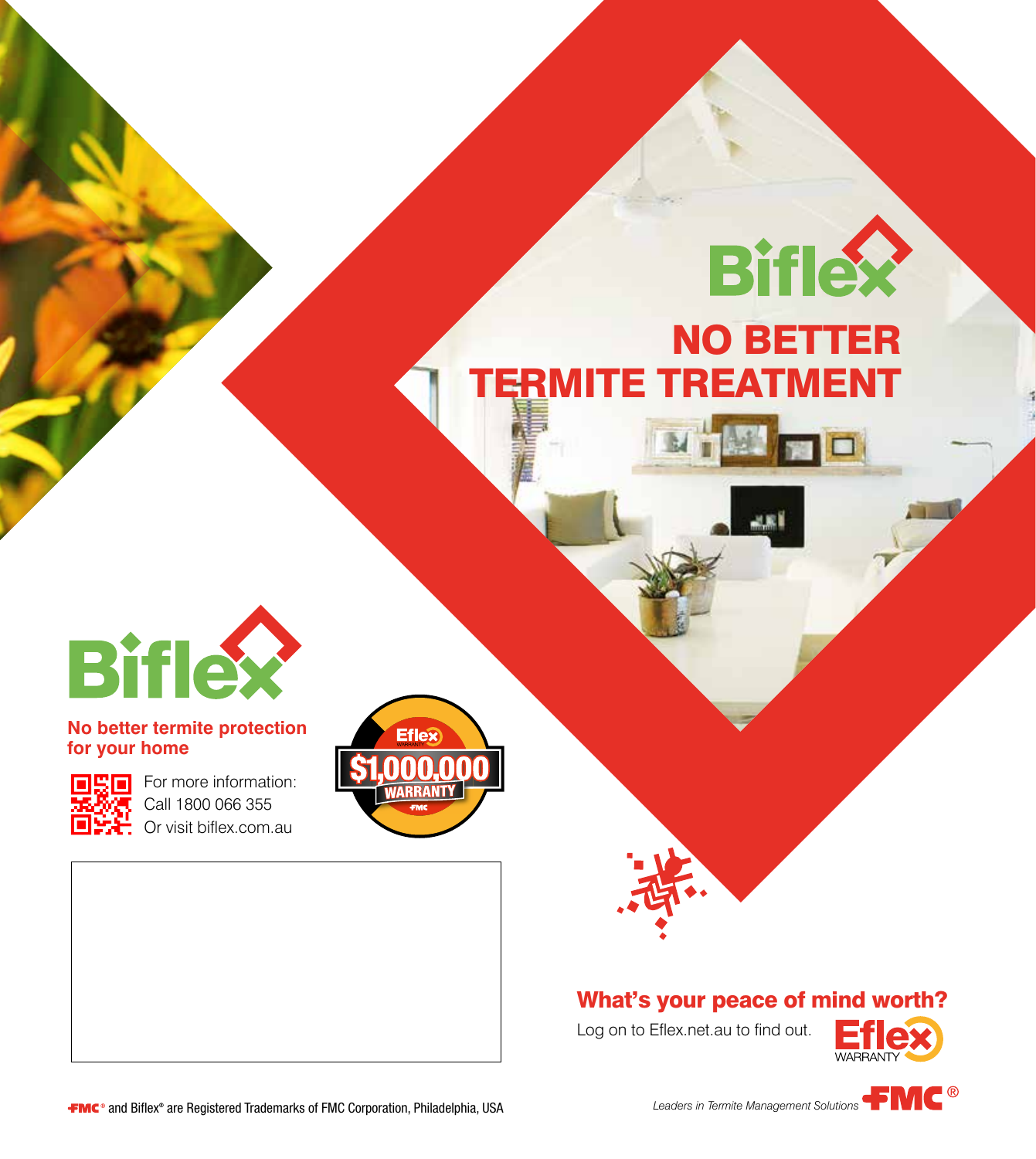# Biflex

## NO BETTER TERMITE TREATMENT

Biflex

**No better termite protection for your home**

For more information:
Call 1800 066 355
Or visit biflex.com.au

Eflex WARRANTY $1,000,000 WARRANTY FMC

**What's your peace of mind worth?**

Log on to Eflex.net.au to find out.

Eflex WARRANTY

FMC® and Biflex® are Registered Trademarks of FMC Corporation, Philadelphia, USA

*Leaders in Termite Management Solutions* FMC®